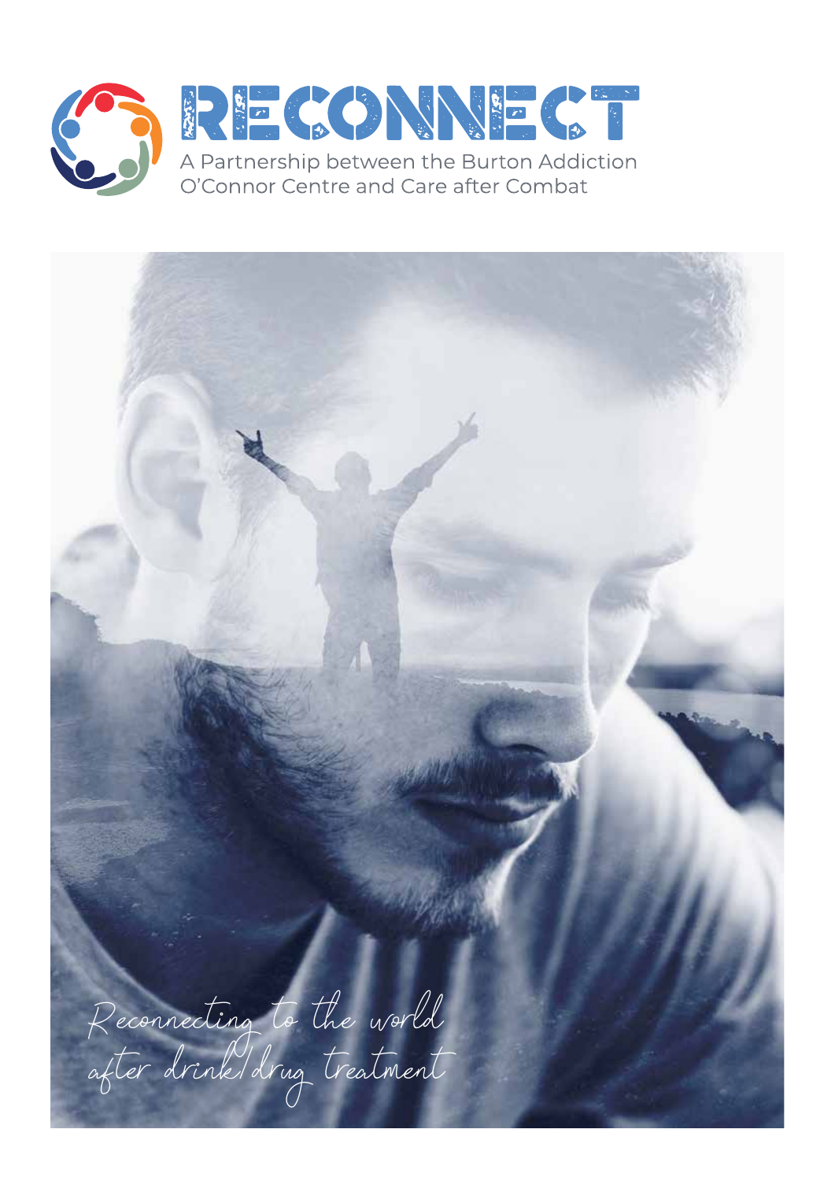# RECONNECT

A Partnership between the Burton Addiction O'Connor Centre and Care after Combat

*Reconnecting to the world after drink/drug treatment*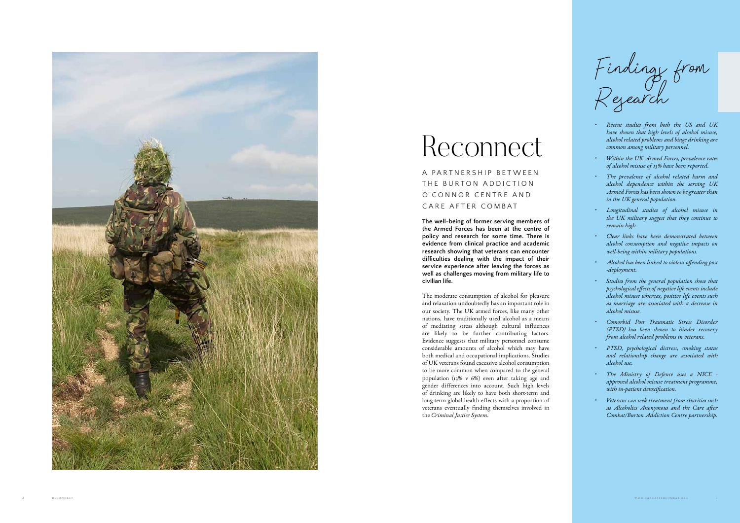# Reconnect

A PARTNERSHIP BETWEEN THE BURTON ADDICTION O'CONNOR CENTRE AND CARE AFTER COMBAT

**The well-being of former serving members of the Armed Forces has been at the centre of policy and research for some time. There is evidence from clinical practice and academic research showing that veterans can encounter difficulties dealing with the impact of their service experience after leaving the forces as well as challenges moving from military life to civilian life.**

The moderate consumption of alcohol for pleasure and relaxation undoubtedly has an important role in our society. The UK armed forces, like many other nations, have traditionally used alcohol as a means of mediating stress although cultural influences are likely to be further contributing factors. Evidence suggests that military personnel consume considerable amounts of alcohol which may have both medical and occupational implications. Studies of UK veterans found excessive alcohol consumption to be more common when compared to the general population (13% v 6%) even after taking age and gender differences into account. Such high levels of drinking are likely to have both short-term and long-term global health effects with a proportion of veterans eventually finding themselves involved in the *Criminal Justice System*.

## Findings from Research

- *Recent studies from both the US and UK have shown that high levels of alcohol misuse, alcohol related problems and binge drinking are common among military personnel.*
- *Within the UK Armed Forces, prevalence rates of alcohol misuse of 13% have been reported.*
- *The prevalence of alcohol related harm and alcohol dependence within the serving UK Armed Forces has been shown to be greater than in the UK general population.*
- *Longitudinal studies of alcohol misuse in the UK military suggest that they continue to remain high.*
- *Clear links have been demonstrated between alcohol consumption and negative impacts on well-being within military populations.*
- *Alcohol has been linked to violent offending post -deployment.*
- *Studies from the general population show that psychological effects of negative life events include alcohol misuse whereas, positive life events such as marriage are associated with a decrease in alcohol misuse.*
- *Comorbid Post Traumatic Stress Disorder (PTSD) has been shown to hinder recovery from alcohol related problems in veterans.*
- *PTSD, psychological distress, smoking status and relationship change are associated with alcohol use.*
- *The Ministry of Defence uses a NICE - approved alcohol misuse treatment programme, with in-patient detoxification.*
- *Veterans can seek treatment from charities such as Alcoholics Anonymous and the Care after Combat/Burton Addiction Centre partnership.*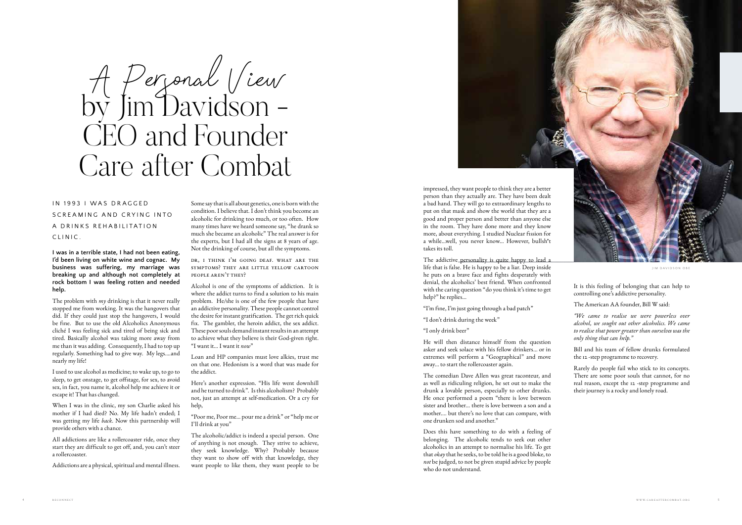# A Personal View by Jim Davidson – CEO and Founder Care after Combat

IN 1993 I WAS DRAGGED SCREAMING AND CRYING INTO A DRINKS REHABILITATION CLINIC.

**I was in a terrible state, I had not been eating, I'd been living on white wine and cognac. My business was suffering, my marriage was breaking up and although not completely at rock bottom I was feeling rotten and needed help.**

The problem with *my* drinking is that it never really stopped me from working. It was the hangovers that did. If they could just stop the hangovers, I would be fine. But to use the old Alcoholics Anonymous cliché I was feeling sick and tired of being sick and tired. Basically alcohol was taking more away from me than it was adding. Consequently, I had to top up regularly. Something had to give way. My legs....and nearly my life!

I used to use alcohol as medicine; to wake up, to go to sleep, to get onstage, to get offstage, for sex, to avoid sex, in fact, you name it, alcohol help me achieve it or escape it! That has changed.

When I was in the clinic, my son Charlie asked his mother if I had died? No. My life hadn't ended; I was getting my life *back*. Now this partnership will provide others with a chance.

All addictions are like a rollercoaster ride, once they start they are difficult to get off, and, you can't steer a rollercoaster.

Addictions are a physical, spiritual and mental illness. Some say that is all about genetics, one is born with the condition. I believe that. I don't think you become an alcoholic for drinking too much, or too often. How many times have we heard someone say, "he drank so much she became an alcoholic" The real answer is for the experts, but I had all the signs at 8 years of age. Not the drinking of course, but all the symptoms.

DR, I THINK I'M GOING DEAF. WHAT ARE THE SYMPTOMS? THEY ARE LITTLE YELLOW CARTOON PEOPLE AREN'T THEY?

Alcohol is one of the symptoms of addiction. It is where the addict turns to find a solution to his main problem. He/she is one of the few people that have an addictive personality. These people cannot control the desire for instant gratification. The get rich quick fix. The gambler, the heroin addict, the sex addict. These poor souls demand instant results in an attempt to achieve what they believe is their God-given right. "I want it... I want it *now*"

Loan and HP companies must love alkies, trust me on that one. Hedonism is a word that was made for the addict.

Here's another expression. "His life went downhill and he turned to drink". Is this alcoholism? Probably not, just an attempt at self-medication. Or a cry for help,

"Poor me, Poor me... pour me a drink" or "help me or I'll drink at you"

The alcoholic/addict is indeed a special person. One of anything is not enough. They strive to achieve, they seek knowledge. Why? Probably because they want to show off with that knowledge, they want people to like them, they want people to be impressed, they want people to think they are a better person than they actually are. They have been dealt a bad hand. They will go to extraordinary lengths to put on that mask and show the world that they are a good and proper person and better than anyone else in the room. They have done more and they know more, about everything. I studied Nuclear fission for a while...well, you never know... However, bullsh*t takes its toll.

The addictive personality is quite happy to lead a life that is false. He is happy to be a liar. Deep inside he puts on a brave face and fights desperately with denial, the alcoholics' best friend. When confronted with the caring question "do you think it's time to get help?" he replies...

"I'm fine, I'm just going through a bad patch"

"I don't drink during the week"

"I only drink beer"

He will then distance himself from the question asker and seek solace with his fellow drinkers... or in extremes will perform a "Geographical" and move away... to start the rollercoaster again.

The comedian Dave Allen was great raconteur, and as well as ridiculing religion, he set out to make the drunk a lovable person, especially to other drunks. He once performed a poem "there is love between sister and brother... there is love between a son and a mother.... but there's no love that can compare, with one drunken sod and another."

Does this have something to do with a feeling of belonging. The alcoholic tends to seek out other alcoholics in an attempt to normalise his life. To get that *okay* that he seeks, to be told he is a good bloke, to *not* be judged, to not be given stupid advice by people who do not understand.

JIM DAVIDSON OBE

It is this feeling of belonging that can help to controlling one's addictive personality.

The American AA founder, Bill W said:

*"We came to realise we were powerless over alcohol, we sought out other alcoholics. We came to realise that power greater than ourselves was the only thing that can help."*

Bill and his team of fellow drunks formulated the 12 -step programme to recovery.

Rarely do people fail who stick to its concepts. There are some poor souls that cannot, for no real reason, except the 12 -step programme and their journey is a rocky and lonely road.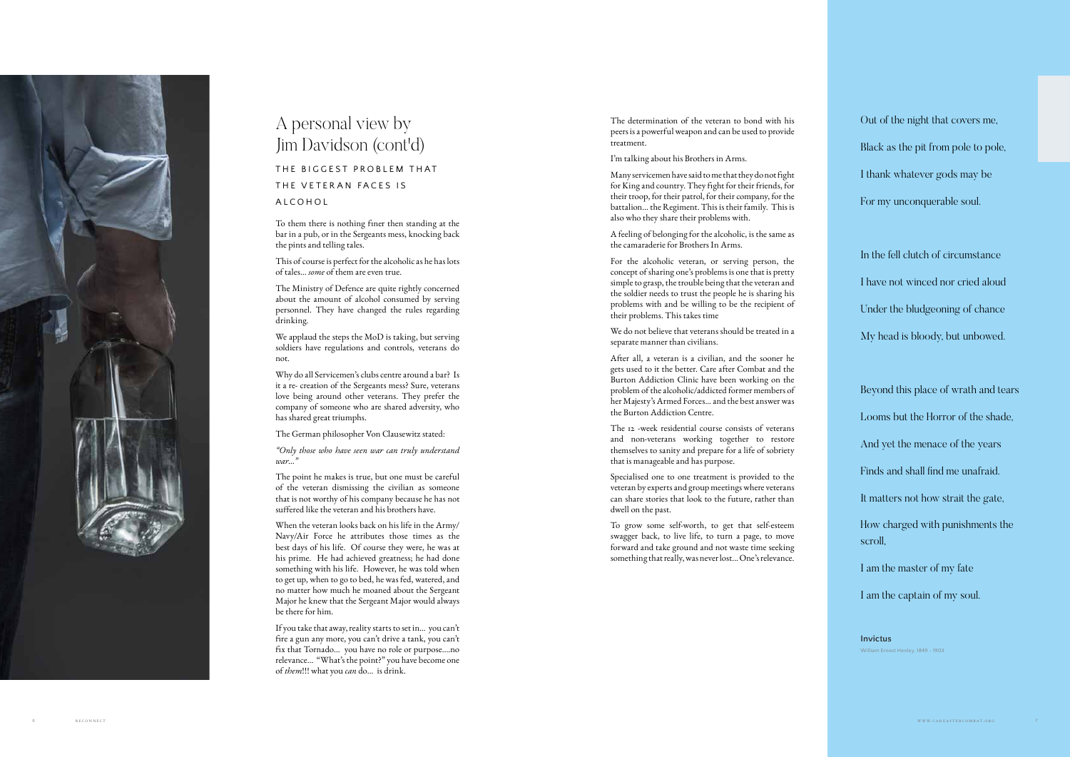# A personal view by Jim Davidson (cont'd)

## THE BIGGEST PROBLEM THAT THE VETERAN FACES IS ALCOHOL

To them there is nothing finer then standing at the bar in a pub, or in the Sergeants mess, knocking back the pints and telling tales.

This of course is perfect for the alcoholic as he has lots of tales… *some* of them are even true.

The Ministry of Defence are quite rightly concerned about the amount of alcohol consumed by serving personnel. They have changed the rules regarding drinking.

We applaud the steps the MoD is taking, but serving soldiers have regulations and controls, veterans do not.

Why do all Servicemen's clubs centre around a bar? Is it a re- creation of the Sergeants mess? Sure, veterans love being around other veterans. They prefer the company of someone who are shared adversity, who has shared great triumphs.

The German philosopher Von Clausewitz stated:

*"Only those who have seen war can truly understand war…"*

The point he makes is true, but one must be careful of the veteran dismissing the civilian as someone that is not worthy of his company because he has not suffered like the veteran and his brothers have.

When the veteran looks back on his life in the Army/ Navy/Air Force he attributes those times as the best days of his life. Of course they were, he was at his prime. He had achieved greatness; he had done something with his life. However, he was told when to get up, when to go to bed, he was fed, watered, and no matter how much he moaned about the Sergeant Major he knew that the Sergeant Major would always be there for him.

If you take that away, reality starts to set in… you can't fire a gun any more, you can't drive a tank, you can't fix that Tornado… you have no role or purpose….no relevance… "What's the point?" you have become one of *them*!!! what you *can* do… is drink.

The determination of the veteran to bond with his peers is a powerful weapon and can be used to provide treatment.

I'm talking about his Brothers in Arms.

Many servicemen have said to me that they do not fight for King and country. They fight for their friends, for their troop, for their patrol, for their company, for the battalion… the Regiment. This is their family. This is also who they share their problems with.

A feeling of belonging for the alcoholic, is the same as the camaraderie for Brothers In Arms.

For the alcoholic veteran, or serving person, the concept of sharing one's problems is one that is pretty simple to grasp, the trouble being that the veteran and the soldier needs to trust the people he is sharing his problems with and be willing to be the recipient of their problems. This takes time

We do not believe that veterans should be treated in a separate manner than civilians.

After all, a veteran is a civilian, and the sooner he gets used to it the better. Care after Combat and the Burton Addiction Clinic have been working on the problem of the alcoholic/addicted former members of her Majesty's Armed Forces… and the best answer was the Burton Addiction Centre.

The 12 -week residential course consists of veterans and non-veterans working together to restore themselves to sanity and prepare for a life of sobriety that is manageable and has purpose.

Specialised one to one treatment is provided to the veteran by experts and group meetings where veterans can share stories that look to the future, rather than dwell on the past.

To grow some self-worth, to get that self-esteem swagger back, to live life, to turn a page, to move forward and take ground and not waste time seeking something that really, was never lost… One's relevance.

Out of the night that covers me,
Black as the pit from pole to pole,
I thank whatever gods may be
For my unconquerable soul.

In the fell clutch of circumstance
I have not winced nor cried aloud
Under the bludgeoning of chance
My head is bloody, but unbowed.

Beyond this place of wrath and tears
Looms but the Horror of the shade,
And yet the menace of the years
Finds and shall find me unafraid.
It matters not how strait the gate,
How charged with punishments the scroll,
I am the master of my fate
I am the captain of my soul.

**Invictus**
William Ernest Henley, 1849 – 1903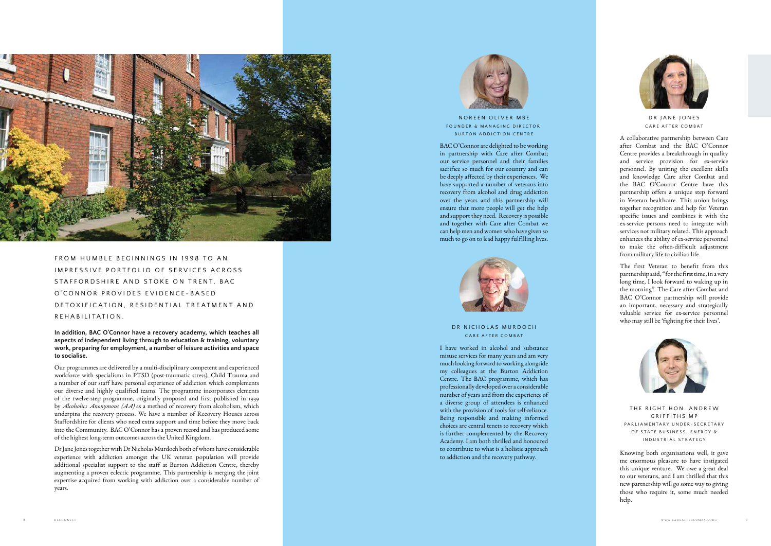FROM HUMBLE BEGINNINGS IN 1998 TO AN IMPRESSIVE PORTFOLIO OF SERVICES ACROSS STAFFORDSHIRE AND STOKE ON TRENT, BAC O'CONNOR PROVIDES EVIDENCE-BASED DETOXIFICATION, RESIDENTIAL TREATMENT AND REHABILITATION.

**In addition, BAC O'Connor have a recovery academy, which teaches all aspects of independent living through to education & training, voluntary work, preparing for employment, a number of leisure activities and space to socialise.**

Our programmes are delivered by a multi-disciplinary competent and experienced workforce with specialisms in PTSD (post-traumatic stress), Child Trauma and a number of our staff have personal experience of addiction which complements our diverse and highly qualified teams. The programme incorporates elements of the twelve-step programme, originally proposed and first published in 1939 by *Alcoholics Anonymous (AA)* as a method of recovery from alcoholism, which underpins the recovery process. We have a number of Recovery Houses across Staffordshire for clients who need extra support and time before they move back into the Community. BAC O'Connor has a proven record and has produced some of the highest long-term outcomes across the United Kingdom.

Dr Jane Jones together with Dr Nicholas Murdoch both of whom have considerable experience with addiction amongst the UK veteran population will provide additional specialist support to the staff at Burton Addiction Centre, thereby augmenting a proven eclectic programme. This partnership is merging the joint expertise acquired from working with addiction over a considerable number of years.

### NOREEN OLIVER MBE
FOUNDER & MANAGING DIRECTOR, BURTON ADDICTION CENTRE

BAC O'Connor are delighted to be working in partnership with Care after Combat; our service personnel and their families sacrifice so much for our country and can be deeply affected by their experiences. We have supported a number of veterans into recovery from alcohol and drug addiction over the years and this partnership will ensure that more people will get the help and support they need. Recovery is possible and together with Care after Combat we can help men and women who have given so much to go on to lead happy fulfilling lives.

### DR NICHOLAS MURDOCH
CARE AFTER COMBAT

I have worked in alcohol and substance misuse services for many years and am very much looking forward to working alongside my colleagues at the Burton Addiction Centre. The BAC programme, which has professionally developed over a considerable number of years and from the experience of a diverse group of attendees is enhanced with the provision of tools for self-reliance. Being responsible and making informed choices are central tenets to recovery which is further complemented by the Recovery Academy. I am both thrilled and honoured to contribute to what is a holistic approach to addiction and the recovery pathway.

### DR JANE JONES
CARE AFTER COMBAT

A collaborative partnership between Care after Combat and the BAC O'Connor Centre provides a breakthrough in quality and service provision for ex-service personnel. By uniting the excellent skills and knowledge Care after Combat and the BAC O'Connor Centre have this partnership offers a unique step forward in Veteran healthcare. This union brings together recognition and help for Veteran specific issues and combines it with the ex-service persons need to integrate with services not military related. This approach enhances the ability of ex-service personnel to make the often-difficult adjustment from military life to civilian life.

The first Veteran to benefit from this partnership said, "for the first time, in a very long time, I look forward to waking up in the morning". The Care after Combat and BAC O'Connor partnership will provide an important, necessary and strategically valuable service for ex-service personnel who may still be 'fighting for their lives'.

### THE RIGHT HON. ANDREW GRIFFITHS MP
PARLIAMENTARY UNDER-SECRETARY OF STATE BUSINESS, ENERGY & INDUSTRIAL STRATEGY

Knowing both organisations well, it gave me enormous pleasure to have instigated this unique venture. We owe a great deal to our veterans, and I am thrilled that this new partnership will go some way to giving those who require it, some much needed help.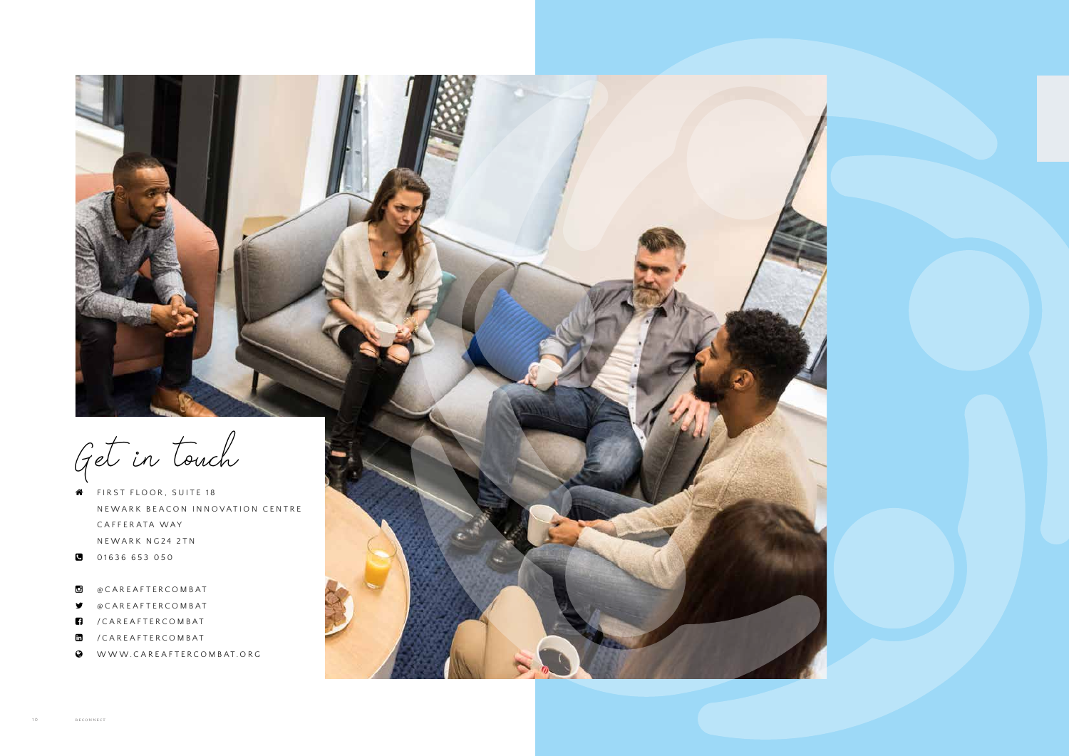# Get in touch

FIRST FLOOR, SUITE 18
NEWARK BEACON INNOVATION CENTRE
CAFFERATA WAY
NEWARK NG24 2TN

01636 653 050

@CAREAFTERCOMBAT
@CAREAFTERCOMBAT
/CAREAFTERCOMBAT
/CAREAFTERCOMBAT
WWW.CAREAFTERCOMBAT.ORG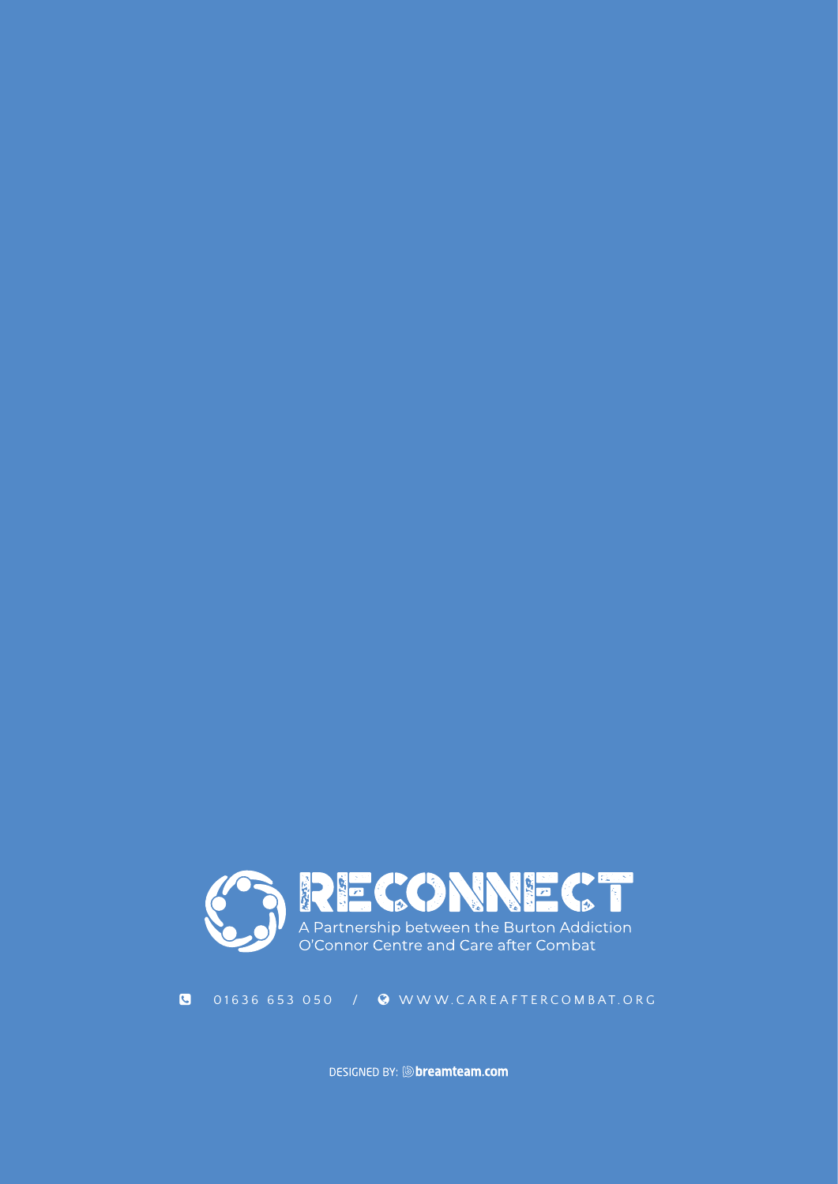RECONNECT

A Partnership between the Burton Addiction O'Connor Centre and Care after Combat

01636 653 050 / WWW.CAREAFTERCOMBAT.ORG

DESIGNED BY: breamteam.com